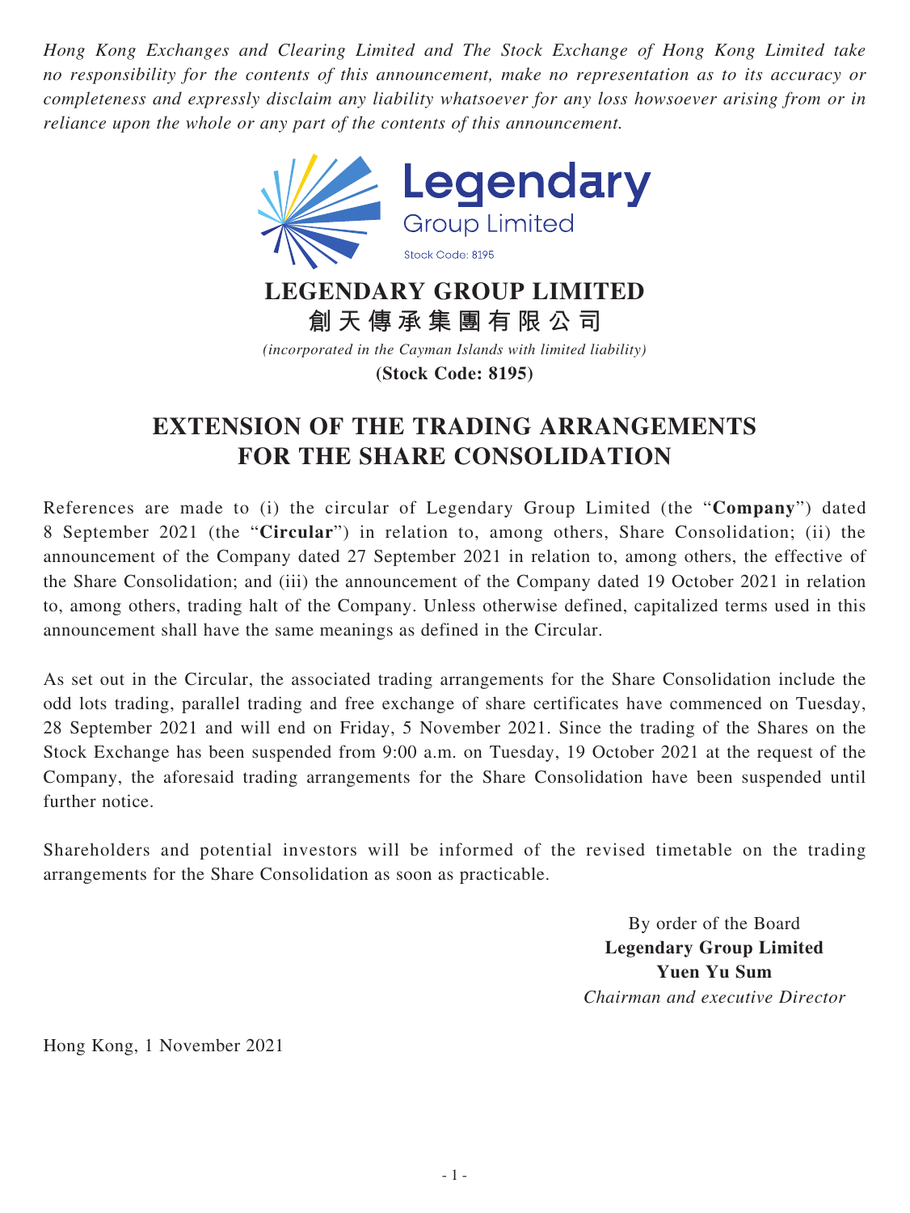*Hong Kong Exchanges and Clearing Limited and The Stock Exchange of Hong Kong Limited take no responsibility for the contents of this announcement, make no representation as to its accuracy or completeness and expressly disclaim any liability whatsoever for any loss howsoever arising from or in reliance upon the whole or any part of the contents of this announcement.*

Legendary
Group Limited
Stock Code: 8195

# LEGENDARY GROUP LIMITED
# 創天傳承集團有限公司

*(incorporated in the Cayman Islands with limited liability)*

**(Stock Code: 8195)**

## EXTENSION OF THE TRADING ARRANGEMENTS FOR THE SHARE CONSOLIDATION

References are made to (i) the circular of Legendary Group Limited (the "**Company**") dated 8 September 2021 (the "**Circular**") in relation to, among others, Share Consolidation; (ii) the announcement of the Company dated 27 September 2021 in relation to, among others, the effective of the Share Consolidation; and (iii) the announcement of the Company dated 19 October 2021 in relation to, among others, trading halt of the Company. Unless otherwise defined, capitalized terms used in this announcement shall have the same meanings as defined in the Circular.

As set out in the Circular, the associated trading arrangements for the Share Consolidation include the odd lots trading, parallel trading and free exchange of share certificates have commenced on Tuesday, 28 September 2021 and will end on Friday, 5 November 2021. Since the trading of the Shares on the Stock Exchange has been suspended from 9:00 a.m. on Tuesday, 19 October 2021 at the request of the Company, the aforesaid trading arrangements for the Share Consolidation have been suspended until further notice.

Shareholders and potential investors will be informed of the revised timetable on the trading arrangements for the Share Consolidation as soon as practicable.

By order of the Board
**Legendary Group Limited**
**Yuen Yu Sum**
*Chairman and executive Director*

Hong Kong, 1 November 2021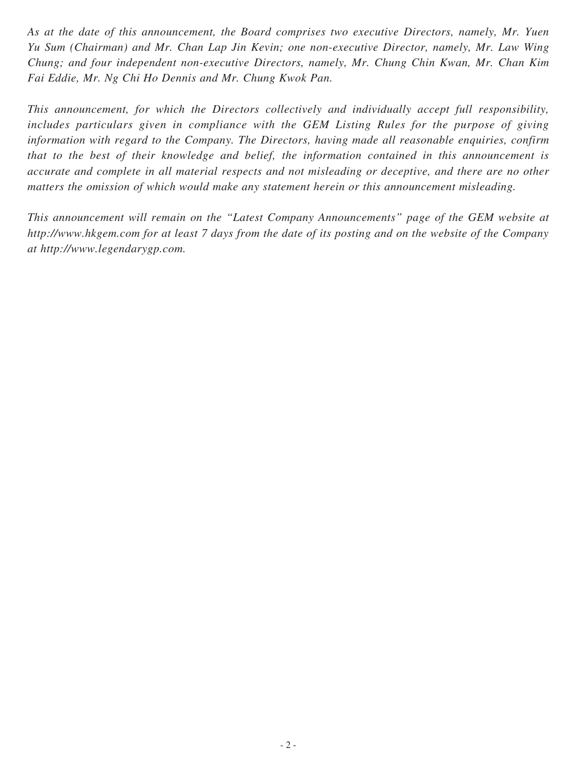*As at the date of this announcement, the Board comprises two executive Directors, namely, Mr. Yuen Yu Sum (Chairman) and Mr. Chan Lap Jin Kevin; one non-executive Director, namely, Mr. Law Wing Chung; and four independent non-executive Directors, namely, Mr. Chung Chin Kwan, Mr. Chan Kim Fai Eddie, Mr. Ng Chi Ho Dennis and Mr. Chung Kwok Pan.*

*This announcement, for which the Directors collectively and individually accept full responsibility, includes particulars given in compliance with the GEM Listing Rules for the purpose of giving information with regard to the Company. The Directors, having made all reasonable enquiries, confirm that to the best of their knowledge and belief, the information contained in this announcement is accurate and complete in all material respects and not misleading or deceptive, and there are no other matters the omission of which would make any statement herein or this announcement misleading.*

*This announcement will remain on the "Latest Company Announcements" page of the GEM website at http://www.hkgem.com for at least 7 days from the date of its posting and on the website of the Company at http://www.legendarygp.com.*